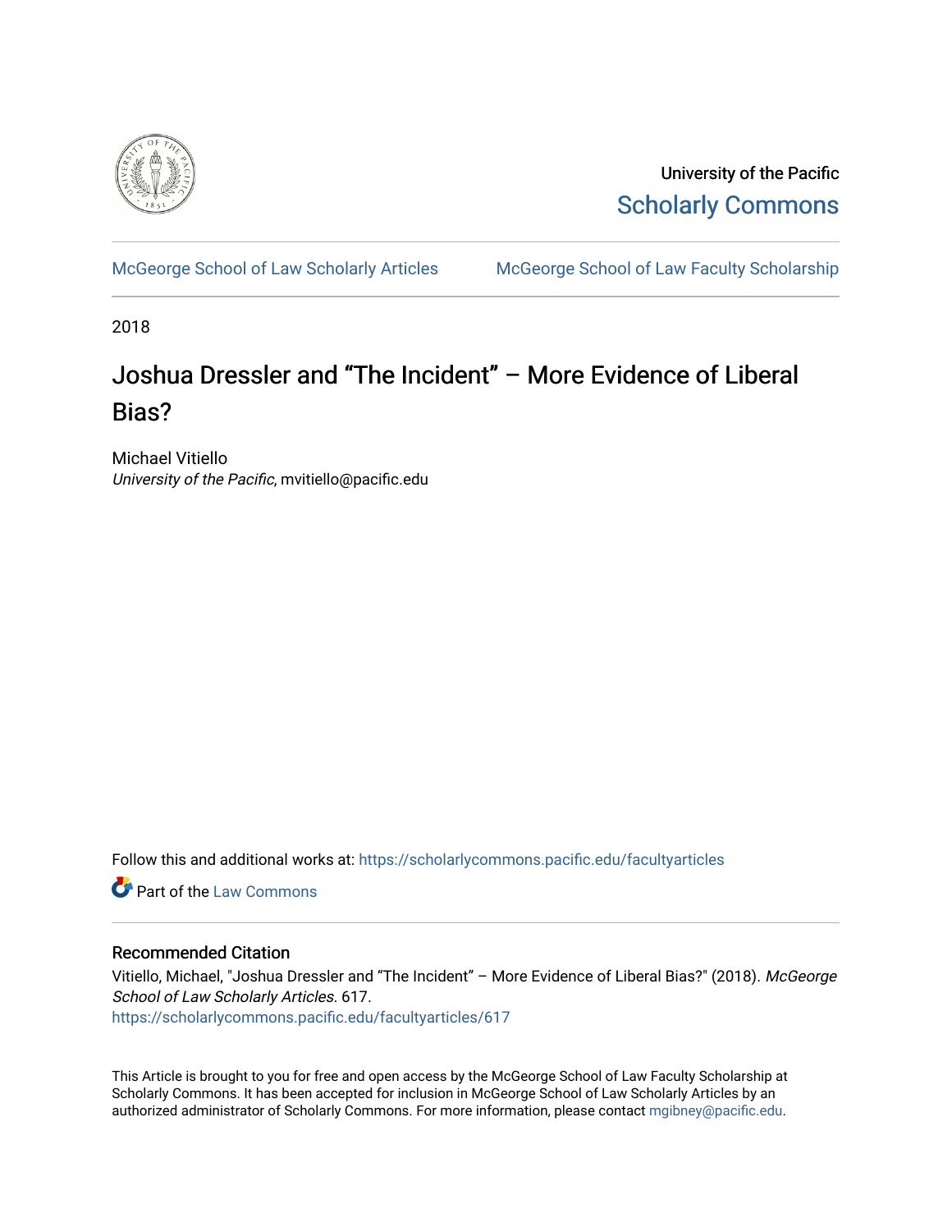University of the Pacific

Scholarly Commons

McGeorge School of Law Scholarly Articles | McGeorge School of Law Faculty Scholarship

2018

# Joshua Dressler and “The Incident” – More Evidence of Liberal Bias?

Michael Vitiello
*University of the Pacific*, mvitiello@pacific.edu

Follow this and additional works at: https://scholarlycommons.pacific.edu/facultyarticles

Part of the Law Commons

## Recommended Citation

Vitiello, Michael, "Joshua Dressler and “The Incident” – More Evidence of Liberal Bias?" (2018). *McGeorge School of Law Scholarly Articles*. 617.
https://scholarlycommons.pacific.edu/facultyarticles/617

This Article is brought to you for free and open access by the McGeorge School of Law Faculty Scholarship at Scholarly Commons. It has been accepted for inclusion in McGeorge School of Law Scholarly Articles by an authorized administrator of Scholarly Commons. For more information, please contact mgibney@pacific.edu.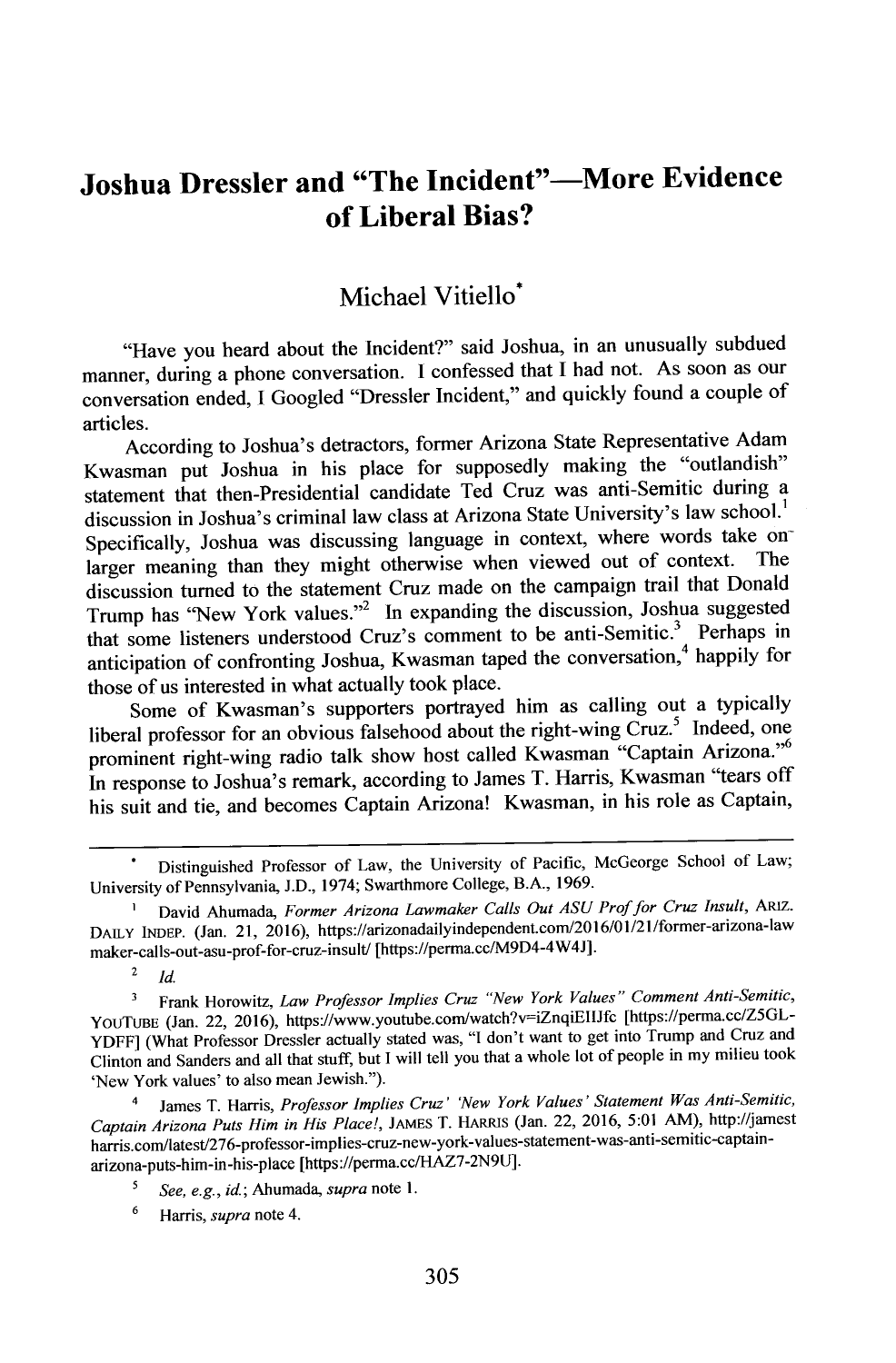# Joshua Dressler and "The Incident"—More Evidence of Liberal Bias?

Michael Vitiello*

"Have you heard about the Incident?" said Joshua, in an unusually subdued manner, during a phone conversation. I confessed that I had not. As soon as our conversation ended, I Googled "Dressler Incident," and quickly found a couple of articles.

According to Joshua's detractors, former Arizona State Representative Adam Kwasman put Joshua in his place for supposedly making the "outlandish" statement that then-Presidential candidate Ted Cruz was anti-Semitic during a discussion in Joshua's criminal law class at Arizona State University's law school.[1] Specifically, Joshua was discussing language in context, where words take on larger meaning than they might otherwise when viewed out of context. The discussion turned to the statement Cruz made on the campaign trail that Donald Trump has "New York values."[2] In expanding the discussion, Joshua suggested that some listeners understood Cruz's comment to be anti-Semitic.[3] Perhaps in anticipation of confronting Joshua, Kwasman taped the conversation,[4] happily for those of us interested in what actually took place.

Some of Kwasman's supporters portrayed him as calling out a typically liberal professor for an obvious falsehood about the right-wing Cruz.[5] Indeed, one prominent right-wing radio talk show host called Kwasman "Captain Arizona."[6] In response to Joshua's remark, according to James T. Harris, Kwasman "tears off his suit and tie, and becomes Captain Arizona! Kwasman, in his role as Captain,

---

\* Distinguished Professor of Law, the University of Pacific, McGeorge School of Law; University of Pennsylvania, J.D., 1974; Swarthmore College, B.A., 1969.

1. David Ahumada, *Former Arizona Lawmaker Calls Out ASU Prof for Cruz Insult*, ARIZ. DAILY INDEP. (Jan. 21, 2016), https://arizonadailyindependent.com/2016/01/21/former-arizona-lawmaker-calls-out-asu-prof-for-cruz-insult/ [https://perma.cc/M9D4-4W4J].

2. *Id.*

3. Frank Horowitz, *Law Professor Implies Cruz "New York Values" Comment Anti-Semitic*, YOUTUBE (Jan. 22, 2016), https://www.youtube.com/watch?v=iZnqiEIIJfc [https://perma.cc/Z5GL-YDFF] (What Professor Dressler actually stated was, "I don't want to get into Trump and Cruz and Clinton and Sanders and all that stuff, but I will tell you that a whole lot of people in my milieu took 'New York values' to also mean Jewish.").

4. James T. Harris, *Professor Implies Cruz' 'New York Values' Statement Was Anti-Semitic, Captain Arizona Puts Him in His Place!*, JAMES T. HARRIS (Jan. 22, 2016, 5:01 AM), http://jamestharris.com/latest/276-professor-implies-cruz-new-york-values-statement-was-anti-semitic-captain-arizona-puts-him-in-his-place [https://perma.cc/HAZ7-2N9U].

5. *See, e.g.*, *id.*; Ahumada, *supra* note 1.

6. Harris, *supra* note 4.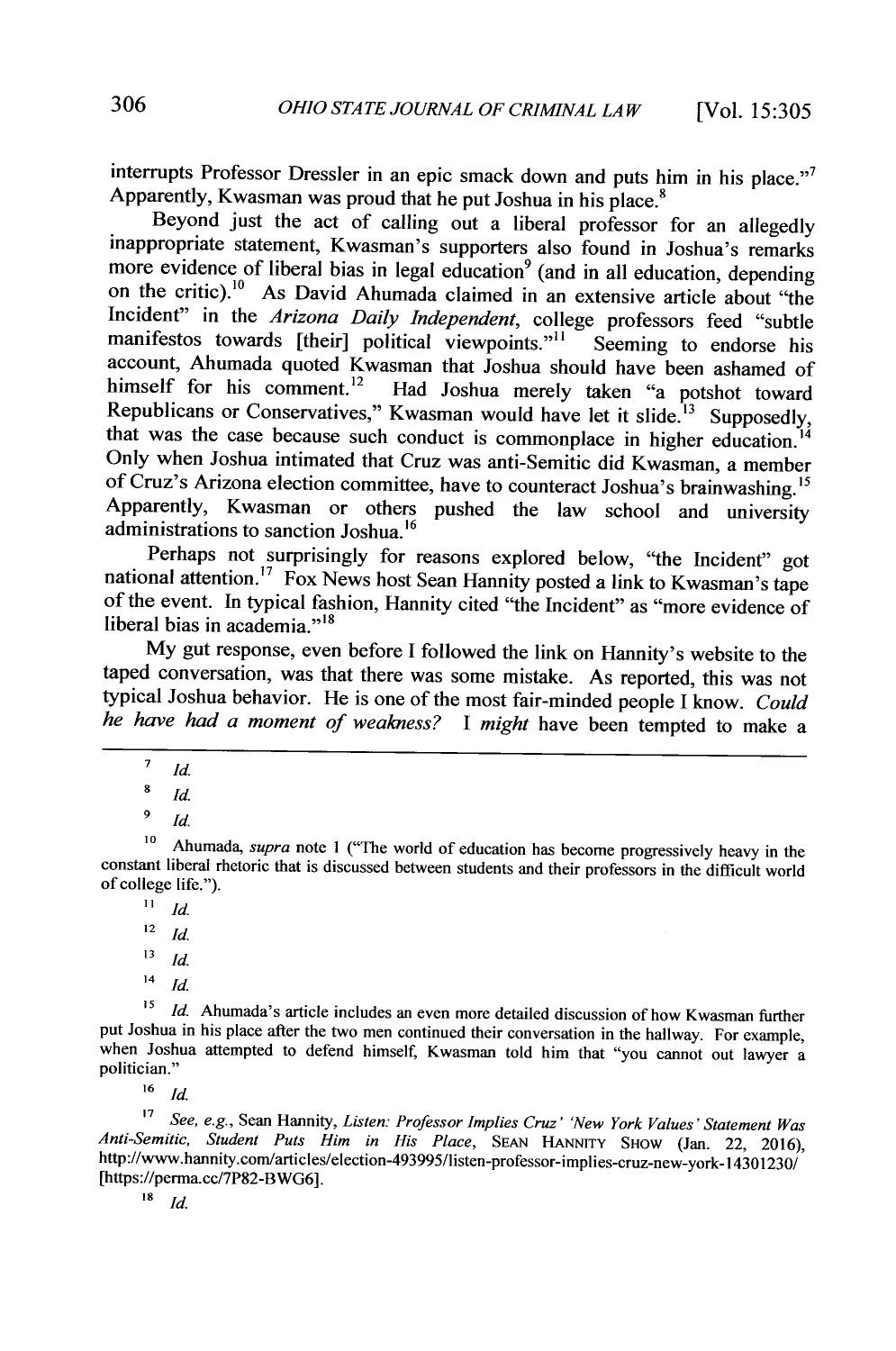interrupts Professor Dressler in an epic smack down and puts him in his place."[7] Apparently, Kwasman was proud that he put Joshua in his place.[8]

Beyond just the act of calling out a liberal professor for an allegedly inappropriate statement, Kwasman's supporters also found in Joshua's remarks more evidence of liberal bias in legal education[9] (and in all education, depending on the critic).[10] As David Ahumada claimed in an extensive article about "the Incident" in the *Arizona Daily Independent*, college professors feed "subtle manifestos towards [their] political viewpoints."[11] Seeming to endorse his account, Ahumada quoted Kwasman that Joshua should have been ashamed of himself for his comment.[12] Had Joshua merely taken "a potshot toward Republicans or Conservatives," Kwasman would have let it slide.[13] Supposedly, that was the case because such conduct is commonplace in higher education.[14] Only when Joshua intimated that Cruz was anti-Semitic did Kwasman, a member of Cruz's Arizona election committee, have to counteract Joshua's brainwashing.[15] Apparently, Kwasman or others pushed the law school and university administrations to sanction Joshua.[16]

Perhaps not surprisingly for reasons explored below, "the Incident" got national attention.[17] Fox News host Sean Hannity posted a link to Kwasman's tape of the event. In typical fashion, Hannity cited "the Incident" as "more evidence of liberal bias in academia."[18]

My gut response, even before I followed the link on Hannity's website to the taped conversation, was that there was some mistake. As reported, this was not typical Joshua behavior. He is one of the most fair-minded people I know. *Could he have had a moment of weakness?* I *might* have been tempted to make a

---

[7] *Id.*

[8] *Id.*

[9] *Id.*

[10] Ahumada, *supra* note 1 ("The world of education has become progressively heavy in the constant liberal rhetoric that is discussed between students and their professors in the difficult world of college life.").

[11] *Id.*

[12] *Id.*

[13] *Id.*

[14] *Id.*

[15] *Id.* Ahumada's article includes an even more detailed discussion of how Kwasman further put Joshua in his place after the two men continued their conversation in the hallway. For example, when Joshua attempted to defend himself, Kwasman told him that "you cannot out lawyer a politician."

[16] *Id.*

[17] *See, e.g.*, Sean Hannity, *Listen: Professor Implies Cruz' 'New York Values' Statement Was Anti-Semitic, Student Puts Him in His Place*, SEAN HANNITY SHOW (Jan. 22, 2016), http://www.hannity.com/articles/election-493995/listen-professor-implies-cruz-new-york-14301230/ [https://perma.cc/7P82-BWG6].

[18] *Id.*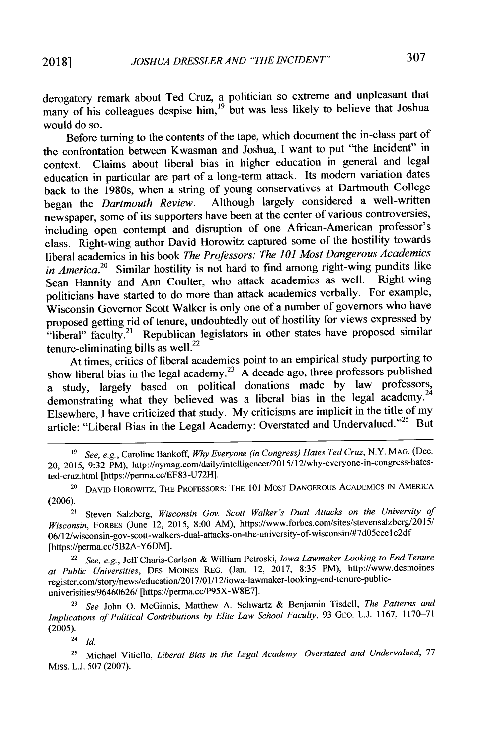derogatory remark about Ted Cruz, a politician so extreme and unpleasant that many of his colleagues despise him,[19] but was less likely to believe that Joshua would do so.

Before turning to the contents of the tape, which document the in-class part of the confrontation between Kwasman and Joshua, I want to put "the Incident" in context. Claims about liberal bias in higher education in general and legal education in particular are part of a long-term attack. Its modern variation dates back to the 1980s, when a string of young conservatives at Dartmouth College began the *Dartmouth Review*. Although largely considered a well-written newspaper, some of its supporters have been at the center of various controversies, including open contempt and disruption of one African-American professor's class. Right-wing author David Horowitz captured some of the hostility towards liberal academics in his book *The Professors: The 101 Most Dangerous Academics in America*.[20] Similar hostility is not hard to find among right-wing pundits like Sean Hannity and Ann Coulter, who attack academics as well. Right-wing politicians have started to do more than attack academics verbally. For example, Wisconsin Governor Scott Walker is only one of a number of governors who have proposed getting rid of tenure, undoubtedly out of hostility for views expressed by "liberal" faculty.[21] Republican legislators in other states have proposed similar tenure-eliminating bills as well.[22]

At times, critics of liberal academics point to an empirical study purporting to show liberal bias in the legal academy.[23] A decade ago, three professors published a study, largely based on political donations made by law professors, demonstrating what they believed was a liberal bias in the legal academy.[24] Elsewhere, I have criticized that study. My criticisms are implicit in the title of my article: "Liberal Bias in the Legal Academy: Overstated and Undervalued."[25] But

---

[19] *See, e.g.*, Caroline Bankoff, *Why Everyone (in Congress) Hates Ted Cruz*, N.Y. MAG. (Dec. 20, 2015, 9:32 PM), http://nymag.com/daily/intelligencer/2015/12/why-everyone-in-congress-hates-ted-cruz.html [https://perma.cc/EF83-U72H].

[20] DAVID HOROWITZ, THE PROFESSORS: THE 101 MOST DANGEROUS ACADEMICS IN AMERICA (2006).

[21] Steven Salzberg, *Wisconsin Gov. Scott Walker's Dual Attacks on the University of Wisconsin*, FORBES (June 12, 2015, 8:00 AM), https://www.forbes.com/sites/stevensalzberg/2015/06/12/wisconsin-gov-scott-walkers-dual-attacks-on-the-university-of-wisconsin/#7d05eee1c2df [https://perma.cc/5B2A-Y6DM].

[22] *See, e.g.*, Jeff Charis-Carlson & William Petroski, *Iowa Lawmaker Looking to End Tenure at Public Universities*, DES MOINES REG. (Jan. 12, 2017, 8:35 PM), http://www.desmoinesregister.com/story/news/education/2017/01/12/iowa-lawmaker-looking-end-tenure-public-univerisities/96460626/ [https://perma.cc/P95X-W8E7].

[23] *See* John O. McGinnis, Matthew A. Schwartz & Benjamin Tisdell, *The Patterns and Implications of Political Contributions by Elite Law School Faculty*, 93 GEO. L.J. 1167, 1170–71 (2005).

[24] *Id.*

[25] Michael Vitiello, *Liberal Bias in the Legal Academy: Overstated and Undervalued*, 77 MISS. L.J. 507 (2007).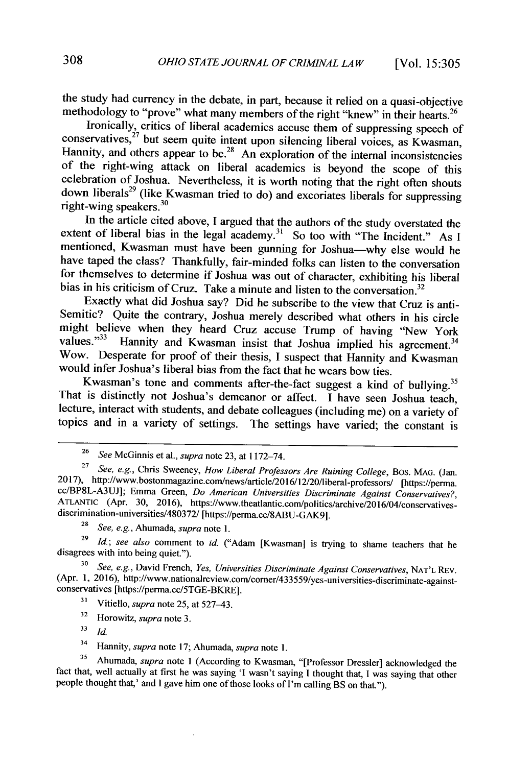the study had currency in the debate, in part, because it relied on a quasi-objective methodology to "prove" what many members of the right "knew" in their hearts.[26]

Ironically, critics of liberal academics accuse them of suppressing speech of conservatives,[27] but seem quite intent upon silencing liberal voices, as Kwasman, Hannity, and others appear to be.[28] An exploration of the internal inconsistencies of the right-wing attack on liberal academics is beyond the scope of this celebration of Joshua. Nevertheless, it is worth noting that the right often shouts down liberals[29] (like Kwasman tried to do) and excoriates liberals for suppressing right-wing speakers.[30]

In the article cited above, I argued that the authors of the study overstated the extent of liberal bias in the legal academy.[31] So too with "The Incident." As I mentioned, Kwasman must have been gunning for Joshua—why else would he have taped the class? Thankfully, fair-minded folks can listen to the conversation for themselves to determine if Joshua was out of character, exhibiting his liberal bias in his criticism of Cruz. Take a minute and listen to the conversation.[32]

Exactly what did Joshua say? Did he subscribe to the view that Cruz is anti-Semitic? Quite the contrary, Joshua merely described what others in his circle might believe when they heard Cruz accuse Trump of having "New York values."[33] Hannity and Kwasman insist that Joshua implied his agreement.[34] Wow. Desperate for proof of their thesis, I suspect that Hannity and Kwasman would infer Joshua's liberal bias from the fact that he wears bow ties.

Kwasman's tone and comments after-the-fact suggest a kind of bullying.[35] That is distinctly not Joshua's demeanor or affect. I have seen Joshua teach, lecture, interact with students, and debate colleagues (including me) on a variety of topics and in a variety of settings. The settings have varied; the constant is

---

[26] *See* McGinnis et al., *supra* note 23, at 1172–74.

[27] *See, e.g.*, Chris Sweeney, *How Liberal Professors Are Ruining College*, BOS. MAG. (Jan. 2017), http://www.bostonmagazine.com/news/article/2016/12/20/liberal-professors/ [https://perma.cc/BP8L-A3UJ]; Emma Green, *Do American Universities Discriminate Against Conservatives?*, ATLANTIC (Apr. 30, 2016), https://www.theatlantic.com/politics/archive/2016/04/conservatives-discrimination-universities/480372/ [https://perma.cc/8ABU-GAK9].

[28] *See, e.g.*, Ahumada, *supra* note 1.

[29] *Id.*; *see also* comment to *id.* ("Adam [Kwasman] is trying to shame teachers that he disagrees with into being quiet.").

[30] *See, e.g.*, David French, *Yes, Universities Discriminate Against Conservatives*, NAT'L REV. (Apr. 1, 2016), http://www.nationalreview.com/corner/433559/yes-universities-discriminate-against-conservatives [https://perma.cc/5TGE-BKRE].

[31] Vitiello, *supra* note 25, at 527–43.

[32] Horowitz, *supra* note 3.

[33] *Id.*

[34] Hannity, *supra* note 17; Ahumada, *supra* note 1.

[35] Ahumada, *supra* note 1 (According to Kwasman, "[Professor Dressler] acknowledged the fact that, well actually at first he was saying 'I wasn't saying I thought that, I was saying that other people thought that,' and I gave him one of those looks of I'm calling BS on that.").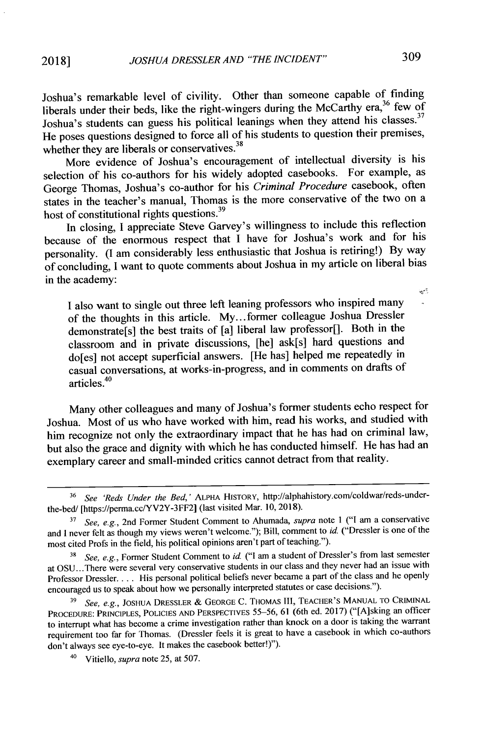Joshua's remarkable level of civility. Other than someone capable of finding liberals under their beds, like the right-wingers during the McCarthy era,[36] few of Joshua's students can guess his political leanings when they attend his classes.[37] He poses questions designed to force all of his students to question their premises, whether they are liberals or conservatives.[38]

More evidence of Joshua's encouragement of intellectual diversity is his selection of his co-authors for his widely adopted casebooks. For example, as George Thomas, Joshua's co-author for his *Criminal Procedure* casebook, often states in the teacher's manual, Thomas is the more conservative of the two on a host of constitutional rights questions.[39]

In closing, I appreciate Steve Garvey's willingness to include this reflection because of the enormous respect that I have for Joshua's work and for his personality. (I am considerably less enthusiastic that Joshua is retiring!) By way of concluding, I want to quote comments about Joshua in my article on liberal bias in the academy:

> I also want to single out three left leaning professors who inspired many of the thoughts in this article. My...former colleague Joshua Dressler demonstrate[s] the best traits of [a] liberal law professor[]. Both in the classroom and in private discussions, [he] ask[s] hard questions and do[es] not accept superficial answers. [He has] helped me repeatedly in casual conversations, at works-in-progress, and in comments on drafts of articles.[40]

Many other colleagues and many of Joshua's former students echo respect for Joshua. Most of us who have worked with him, read his works, and studied with him recognize not only the extraordinary impact that he has had on criminal law, but also the grace and dignity with which he has conducted himself. He has had an exemplary career and small-minded critics cannot detract from that reality.

---

[36] *See 'Reds Under the Bed,'* ALPHA HISTORY, http://alphahistory.com/coldwar/reds-under-the-bed/ [https://perma.cc/YV2Y-3FF2] (last visited Mar. 10, 2018).

[37] *See, e.g.*, 2nd Former Student Comment to Ahumada, *supra* note 1 ("I am a conservative and I never felt as though my views weren't welcome."); Bill, comment to *id.* ("Dressler is one of the most cited Profs in the field, his political opinions aren't part of teaching.").

[38] *See, e.g.*, Former Student Comment to *id.* ("I am a student of Dressler's from last semester at OSU...There were several very conservative students in our class and they never had an issue with Professor Dressler. . . . His personal political beliefs never became a part of the class and he openly encouraged us to speak about how we personally interpreted statutes or case decisions.").

[39] *See, e.g.*, JOSHUA DRESSLER & GEORGE C. THOMAS III, TEACHER'S MANUAL TO CRIMINAL PROCEDURE: PRINCIPLES, POLICIES AND PERSPECTIVES 55–56, 61 (6th ed. 2017) ("[A]sking an officer to interrupt what has become a crime investigation rather than knock on a door is taking the warrant requirement too far for Thomas. (Dressler feels it is great to have a casebook in which co-authors don't always see eye-to-eye. It makes the casebook better!)").

[40] Vitiello, *supra* note 25, at 507.